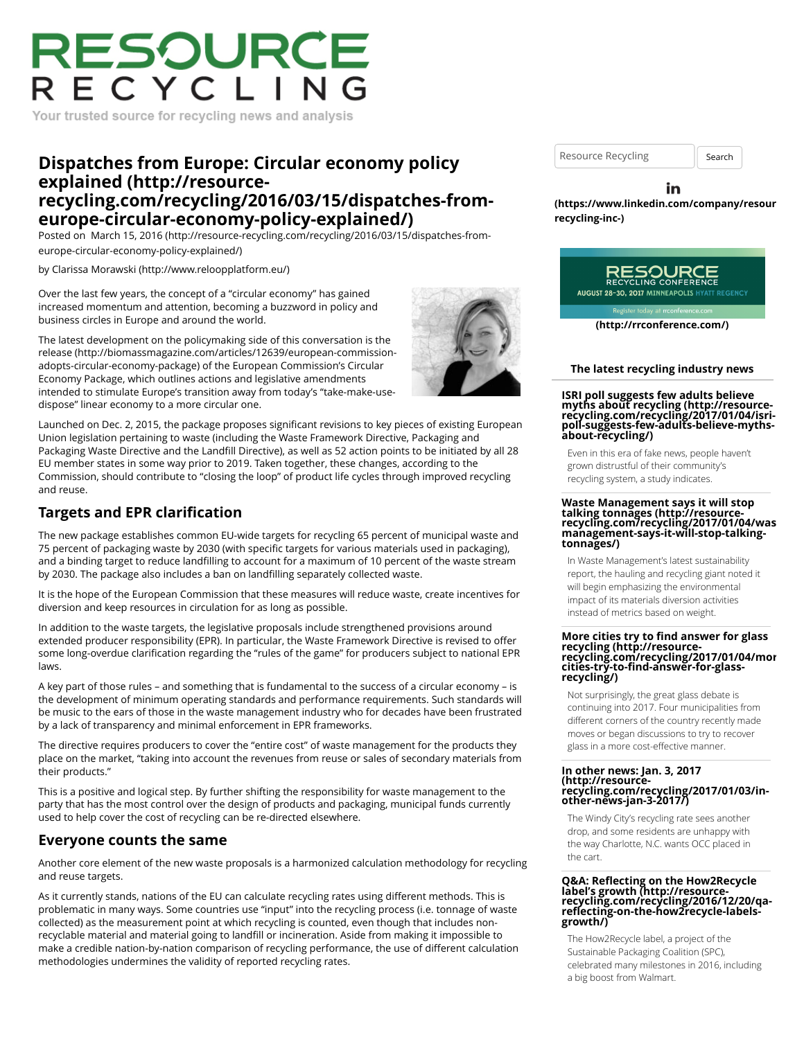# Dispatches from Europe: Circular economy policy explained (http://resource-recycling.com/recycling/2016/03/15/dispatches-from-europe-circular-economy-policy-explained/)

Posted on March 15, 2016 (http://resource-recycling.com/recycling/2016/03/15/dispatches-from-europe-circular-economy-policy-explained/)

by Clarissa Morawski (http://www.reloopplatform.eu/)

Over the last few years, the concept of a "circular economy" has gained increased momentum and attention, becoming a buzzword in policy and business circles in Europe and around the world.

The latest development on the policymaking side of this conversation is the release (http://biomassmagazine.com/articles/12639/european-commission-adopts-circular-economy-package) of the European Commission's Circular Economy Package, which outlines actions and legislative amendments intended to stimulate Europe's transition away from today's "take-make-use-dispose" linear economy to a more circular one.

Launched on Dec. 2, 2015, the package proposes significant revisions to key pieces of existing European Union legislation pertaining to waste (including the Waste Framework Directive, Packaging and Packaging Waste Directive and the Landfill Directive), as well as 52 action points to be initiated by all 28 EU member states in some way prior to 2019. Taken together, these changes, according to the Commission, should contribute to "closing the loop" of product life cycles through improved recycling and reuse.

## Targets and EPR clarification

The new package establishes common EU-wide targets for recycling 65 percent of municipal waste and 75 percent of packaging waste by 2030 (with specific targets for various materials used in packaging), and a binding target to reduce landfilling to account for a maximum of 10 percent of the waste stream by 2030. The package also includes a ban on landfilling separately collected waste.

It is the hope of the European Commission that these measures will reduce waste, create incentives for diversion and keep resources in circulation for as long as possible.

In addition to the waste targets, the legislative proposals include strengthened provisions around extended producer responsibility (EPR). In particular, the Waste Framework Directive is revised to offer some long-overdue clarification regarding the "rules of the game" for producers subject to national EPR laws.

A key part of those rules – and something that is fundamental to the success of a circular economy – is the development of minimum operating standards and performance requirements. Such standards will be music to the ears of those in the waste management industry who for decades have been frustrated by a lack of transparency and minimal enforcement in EPR frameworks.

The directive requires producers to cover the "entire cost" of waste management for the products they place on the market, "taking into account the revenues from reuse or sales of secondary materials from their products."

This is a positive and logical step. By further shifting the responsibility for waste management to the party that has the most control over the design of products and packaging, municipal funds currently used to help cover the cost of recycling can be re-directed elsewhere.

## Everyone counts the same

Another core element of the new waste proposals is a harmonized calculation methodology for recycling and reuse targets.

As it currently stands, nations of the EU can calculate recycling rates using different methods. This is problematic in many ways. Some countries use "input" into the recycling process (i.e. tonnage of waste collected) as the measurement point at which recycling is counted, even though that includes non-recyclable material and material going to landfill or incineration. Aside from making it impossible to make a credible nation-by-nation comparison of recycling performance, the use of different calculation methodologies undermines the validity of reported recycling rates.

Resource Recycling Search

(https://www.linkedin.com/company/resource-recycling-inc-)

(http://rrconference.com/)

### The latest recycling industry news

**ISRI poll suggests few adults believe myths about recycling (http://resource-recycling.com/recycling/2017/01/04/isri-poll-suggests-few-adults-believe-myths-about-recycling/)**

Even in this era of fake news, people haven't grown distrustful of their community's recycling system, a study indicates.

**Waste Management says it will stop talking tonnages (http://resource-recycling.com/recycling/2017/01/04/waste-management-says-it-will-stop-talking-tonnages/)**

In Waste Management's latest sustainability report, the hauling and recycling giant noted it will begin emphasizing the environmental impact of its materials diversion activities instead of metrics based on weight.

**More cities try to find answer for glass recycling (http://resource-recycling.com/recycling/2017/01/04/more-cities-try-to-find-answer-for-glass-recycling/)**

Not surprisingly, the great glass debate is continuing into 2017. Four municipalities from different corners of the country recently made moves or began discussions to try to recover glass in a more cost-effective manner.

**In other news: Jan. 3, 2017 (http://resource-recycling.com/recycling/2017/01/03/in-other-news-jan-3-2017/)**

The Windy City's recycling rate sees another drop, and some residents are unhappy with the way Charlotte, N.C. wants OCC placed in the cart.

**Q&A: Reflecting on the How2Recycle label's growth (http://resource-recycling.com/recycling/2016/12/20/qa-reflecting-on-the-how2recycle-labels-growth/)**

The How2Recycle label, a project of the Sustainable Packaging Coalition (SPC), celebrated many milestones in 2016, including a big boost from Walmart.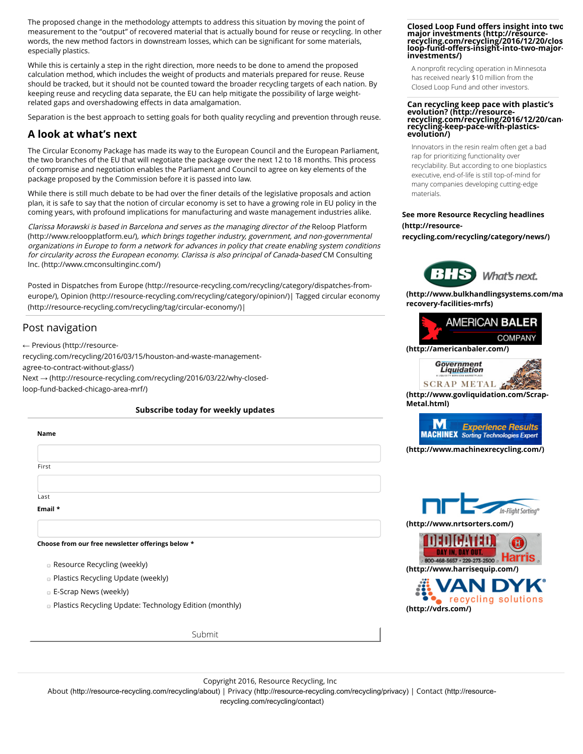The proposed change in the methodology attempts to address this situation by moving the point of measurement to the "output" of recovered material that is actually bound for reuse or recycling. In other words, the new method factors in downstream losses, which can be significant for some materials, especially plastics.

While this is certainly a step in the right direction, more needs to be done to amend the proposed calculation method, which includes the weight of products and materials prepared for reuse. Reuse should be tracked, but it should not be counted toward the broader recycling targets of each nation. By keeping reuse and recycling data separate, the EU can help mitigate the possibility of large weight-related gaps and overshadowing effects in data amalgamation.

Separation is the best approach to setting goals for both quality recycling and prevention through reuse.

## A look at what's next

The Circular Economy Package has made its way to the European Council and the European Parliament, the two branches of the EU that will negotiate the package over the next 12 to 18 months. This process of compromise and negotiation enables the Parliament and Council to agree on key elements of the package proposed by the Commission before it is passed into law.

While there is still much debate to be had over the finer details of the legislative proposals and action plan, it is safe to say that the notion of circular economy is set to have a growing role in EU policy in the coming years, with profound implications for manufacturing and waste management industries alike.

*Clarissa Morawski is based in Barcelona and serves as the managing director of the* Reloop Platform (http://www.reloopplatform.eu/)*, which brings together industry, government, and non-governmental organizations in Europe to form a network for advances in policy that create enabling system conditions for circularity across the European economy. Clarissa is also principal of Canada-based* CM Consulting Inc. (http://www.cmconsultinginc.com/)

Posted in Dispatches from Europe (http://resource-recycling.com/recycling/category/dispatches-from-europe/), Opinion (http://resource-recycling.com/recycling/category/opinion/)| Tagged circular economy (http://resource-recycling.com/recycling/tag/circular-economy/)|

## Post navigation

← Previous (http://resource-recycling.com/recycling/2016/03/15/houston-and-waste-management-agree-to-contract-without-glass/)
Next → (http://resource-recycling.com/recycling/2016/03/22/why-closed-loop-fund-backed-chicago-area-mrf/)

**Subscribe today for weekly updates**

**Name**

First

Last

**Email ***

**Choose from our free newsletter offerings below ***

- Resource Recycling (weekly)
- Plastics Recycling Update (weekly)
- E-Scrap News (weekly)
- Plastics Recycling Update: Technology Edition (monthly)

Submit

**Closed Loop Fund offers insight into two major investments (http://resource-recycling.com/recycling/2016/12/20/closed-loop-fund-offers-insight-into-two-major-investments/)**

A nonprofit recycling operation in Minnesota has received nearly $10 million from the Closed Loop Fund and other investors.

**Can recycling keep pace with plastic's evolution? (http://resource-recycling.com/recycling/2016/12/20/can-recycling-keep-pace-with-plastics-evolution/)**

Innovators in the resin realm often get a bad rap for prioritizing functionality over recyclability. But according to one bioplastics executive, end-of-life is still top-of-mind for many companies developing cutting-edge materials.

**See more Resource Recycling headlines (http://resource-recycling.com/recycling/category/news/)**

BHS What's next.
**(http://www.bulkhandlingsystems.com/material-recovery-facilities-mrfs)**

AMERICAN BALER COMPANY
**(http://americanbaler.com/)**

Government Liquidation SCRAP METAL
**(http://www.govliquidation.com/Scrap-Metal.html)**

MACHINEX Experience Results Sorting Technologies Expert
**(http://www.machinexrecycling.com/)**

nrt In-Flight Sorting
**(http://www.nrtsorters.com/)**

DEDICATED. DAY IN, DAY OUT. 800-468-5657 • 229-273-2500 Harris
**(http://www.harrisequip.com/)**

VAN DYK recycling solutions
**(http://vdrs.com/)**

Copyright 2016, Resource Recycling, Inc
About (http://resource-recycling.com/recycling/about) | Privacy (http://resource-recycling.com/recycling/privacy) | Contact (http://resource-recycling.com/recycling/contact)